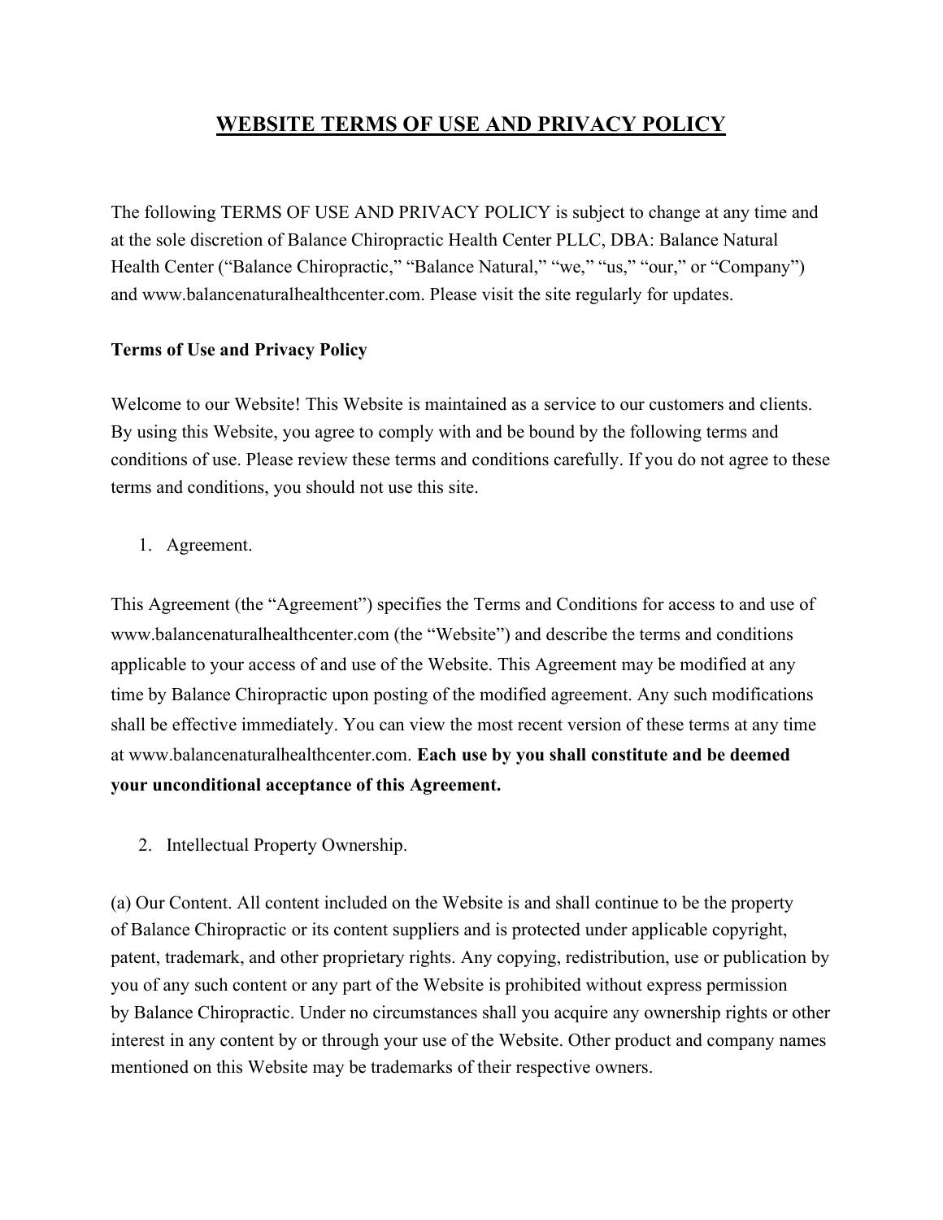# WEBSITE TERMS OF USE AND PRIVACY POLICY

The following TERMS OF USE AND PRIVACY POLICY is subject to change at any time and at the sole discretion of Balance Chiropractic Health Center PLLC, DBA: Balance Natural Health Center ("Balance Chiropractic," "Balance Natural," "we," "us," "our," or "Company") and www.balancenaturalhealthcenter.com. Please visit the site regularly for updates.

**Terms of Use and Privacy Policy**

Welcome to our Website! This Website is maintained as a service to our customers and clients. By using this Website, you agree to comply with and be bound by the following terms and conditions of use. Please review these terms and conditions carefully. If you do not agree to these terms and conditions, you should not use this site.

1. Agreement.

This Agreement (the "Agreement") specifies the Terms and Conditions for access to and use of www.balancenaturalhealthcenter.com (the "Website") and describe the terms and conditions applicable to your access of and use of the Website. This Agreement may be modified at any time by Balance Chiropractic upon posting of the modified agreement. Any such modifications shall be effective immediately. You can view the most recent version of these terms at any time at www.balancenaturalhealthcenter.com. **Each use by you shall constitute and be deemed your unconditional acceptance of this Agreement.**

2. Intellectual Property Ownership.

(a) Our Content. All content included on the Website is and shall continue to be the property of Balance Chiropractic or its content suppliers and is protected under applicable copyright, patent, trademark, and other proprietary rights. Any copying, redistribution, use or publication by you of any such content or any part of the Website is prohibited without express permission by Balance Chiropractic. Under no circumstances shall you acquire any ownership rights or other interest in any content by or through your use of the Website. Other product and company names mentioned on this Website may be trademarks of their respective owners.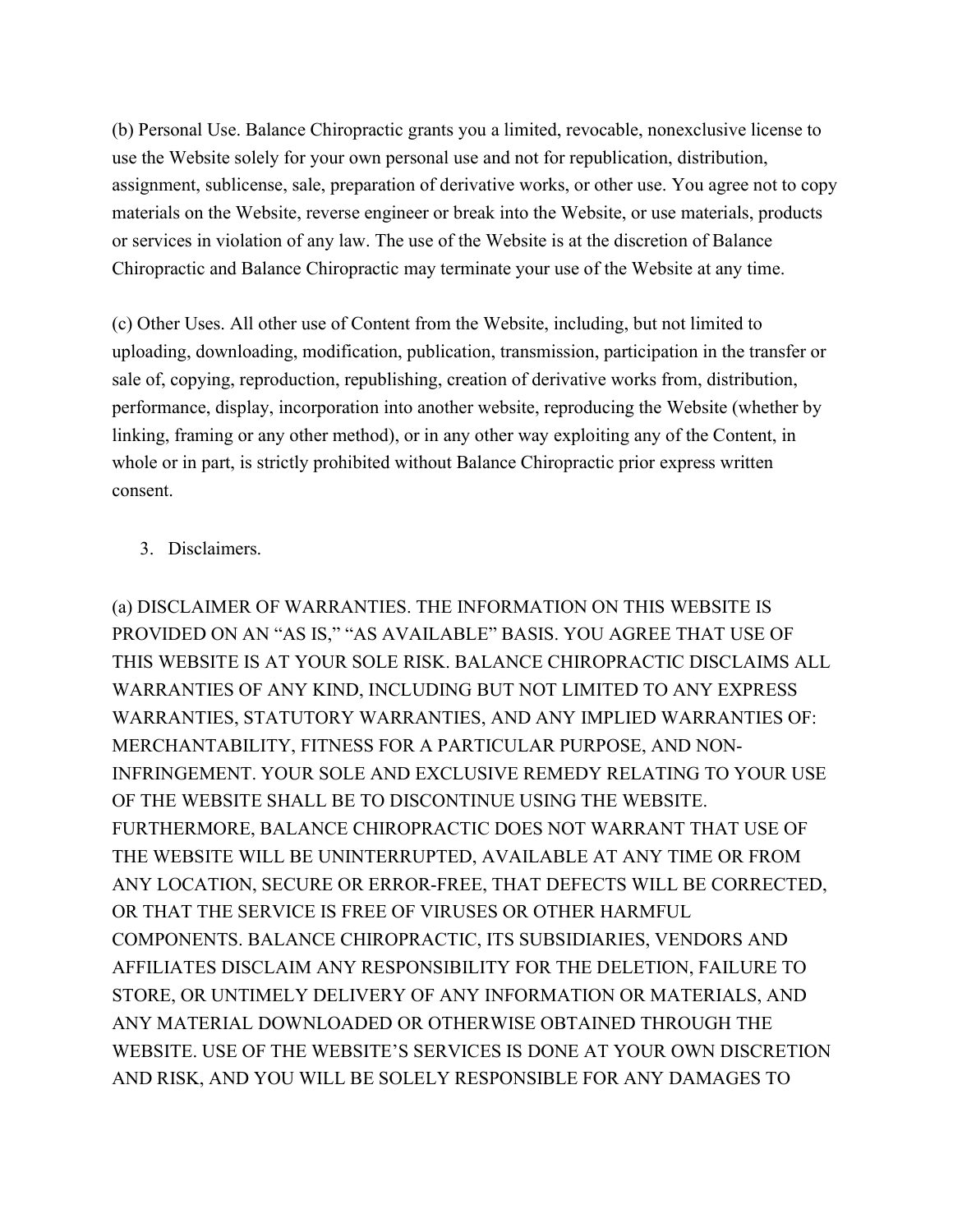(b) Personal Use. Balance Chiropractic grants you a limited, revocable, nonexclusive license to use the Website solely for your own personal use and not for republication, distribution, assignment, sublicense, sale, preparation of derivative works, or other use. You agree not to copy materials on the Website, reverse engineer or break into the Website, or use materials, products or services in violation of any law. The use of the Website is at the discretion of Balance Chiropractic and Balance Chiropractic may terminate your use of the Website at any time.

(c) Other Uses. All other use of Content from the Website, including, but not limited to uploading, downloading, modification, publication, transmission, participation in the transfer or sale of, copying, reproduction, republishing, creation of derivative works from, distribution, performance, display, incorporation into another website, reproducing the Website (whether by linking, framing or any other method), or in any other way exploiting any of the Content, in whole or in part, is strictly prohibited without Balance Chiropractic prior express written consent.

3. Disclaimers.

(a) DISCLAIMER OF WARRANTIES. THE INFORMATION ON THIS WEBSITE IS PROVIDED ON AN "AS IS," "AS AVAILABLE" BASIS. YOU AGREE THAT USE OF THIS WEBSITE IS AT YOUR SOLE RISK. BALANCE CHIROPRACTIC DISCLAIMS ALL WARRANTIES OF ANY KIND, INCLUDING BUT NOT LIMITED TO ANY EXPRESS WARRANTIES, STATUTORY WARRANTIES, AND ANY IMPLIED WARRANTIES OF: MERCHANTABILITY, FITNESS FOR A PARTICULAR PURPOSE, AND NON-INFRINGEMENT. YOUR SOLE AND EXCLUSIVE REMEDY RELATING TO YOUR USE OF THE WEBSITE SHALL BE TO DISCONTINUE USING THE WEBSITE. FURTHERMORE, BALANCE CHIROPRACTIC DOES NOT WARRANT THAT USE OF THE WEBSITE WILL BE UNINTERRUPTED, AVAILABLE AT ANY TIME OR FROM ANY LOCATION, SECURE OR ERROR-FREE, THAT DEFECTS WILL BE CORRECTED, OR THAT THE SERVICE IS FREE OF VIRUSES OR OTHER HARMFUL COMPONENTS. BALANCE CHIROPRACTIC, ITS SUBSIDIARIES, VENDORS AND AFFILIATES DISCLAIM ANY RESPONSIBILITY FOR THE DELETION, FAILURE TO STORE, OR UNTIMELY DELIVERY OF ANY INFORMATION OR MATERIALS, AND ANY MATERIAL DOWNLOADED OR OTHERWISE OBTAINED THROUGH THE WEBSITE. USE OF THE WEBSITE'S SERVICES IS DONE AT YOUR OWN DISCRETION AND RISK, AND YOU WILL BE SOLELY RESPONSIBLE FOR ANY DAMAGES TO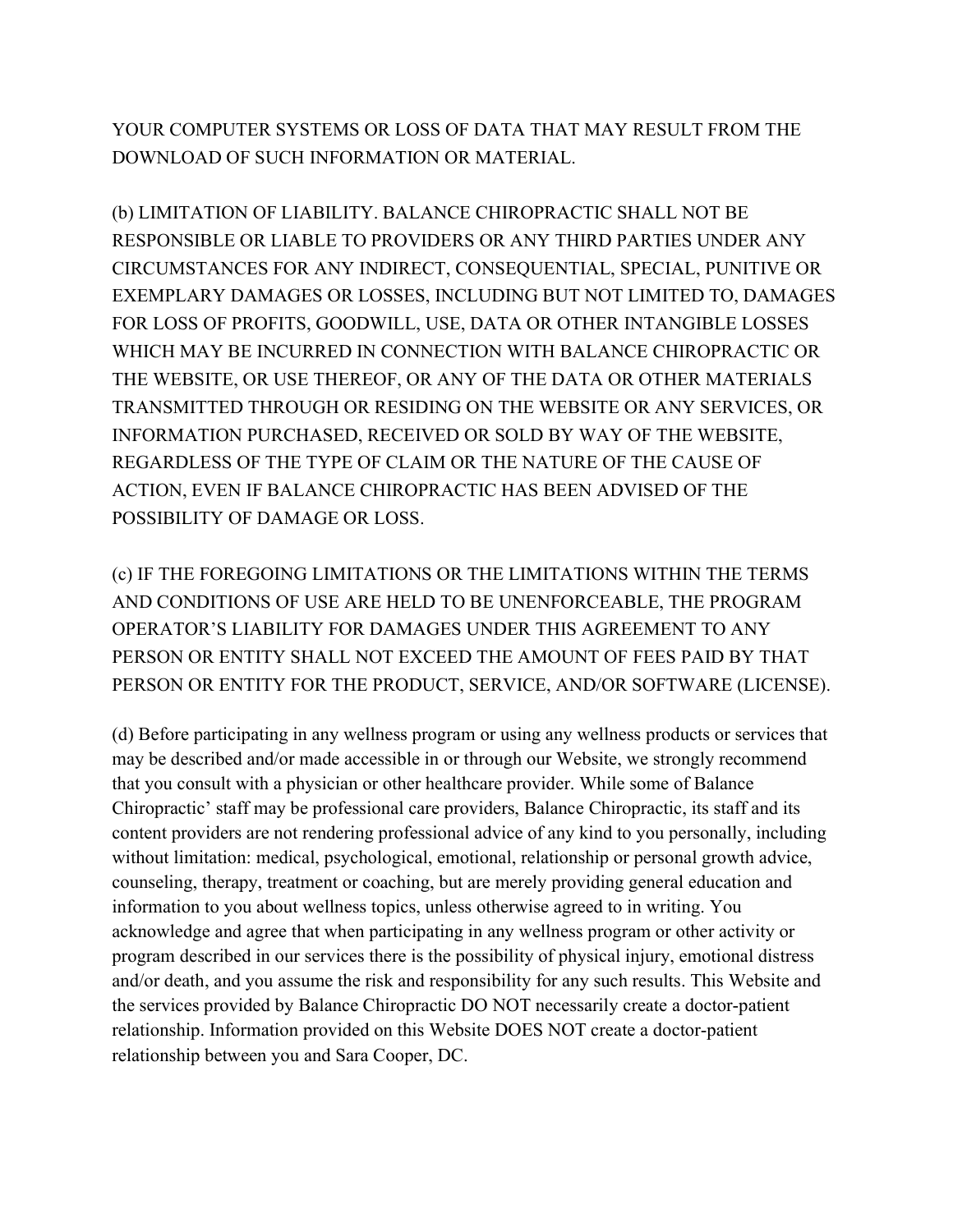YOUR COMPUTER SYSTEMS OR LOSS OF DATA THAT MAY RESULT FROM THE DOWNLOAD OF SUCH INFORMATION OR MATERIAL.

(b) LIMITATION OF LIABILITY. BALANCE CHIROPRACTIC SHALL NOT BE RESPONSIBLE OR LIABLE TO PROVIDERS OR ANY THIRD PARTIES UNDER ANY CIRCUMSTANCES FOR ANY INDIRECT, CONSEQUENTIAL, SPECIAL, PUNITIVE OR EXEMPLARY DAMAGES OR LOSSES, INCLUDING BUT NOT LIMITED TO, DAMAGES FOR LOSS OF PROFITS, GOODWILL, USE, DATA OR OTHER INTANGIBLE LOSSES WHICH MAY BE INCURRED IN CONNECTION WITH BALANCE CHIROPRACTIC OR THE WEBSITE, OR USE THEREOF, OR ANY OF THE DATA OR OTHER MATERIALS TRANSMITTED THROUGH OR RESIDING ON THE WEBSITE OR ANY SERVICES, OR INFORMATION PURCHASED, RECEIVED OR SOLD BY WAY OF THE WEBSITE, REGARDLESS OF THE TYPE OF CLAIM OR THE NATURE OF THE CAUSE OF ACTION, EVEN IF BALANCE CHIROPRACTIC HAS BEEN ADVISED OF THE POSSIBILITY OF DAMAGE OR LOSS.

(c) IF THE FOREGOING LIMITATIONS OR THE LIMITATIONS WITHIN THE TERMS AND CONDITIONS OF USE ARE HELD TO BE UNENFORCEABLE, THE PROGRAM OPERATOR'S LIABILITY FOR DAMAGES UNDER THIS AGREEMENT TO ANY PERSON OR ENTITY SHALL NOT EXCEED THE AMOUNT OF FEES PAID BY THAT PERSON OR ENTITY FOR THE PRODUCT, SERVICE, AND/OR SOFTWARE (LICENSE).

(d) Before participating in any wellness program or using any wellness products or services that may be described and/or made accessible in or through our Website, we strongly recommend that you consult with a physician or other healthcare provider. While some of Balance Chiropractic' staff may be professional care providers, Balance Chiropractic, its staff and its content providers are not rendering professional advice of any kind to you personally, including without limitation: medical, psychological, emotional, relationship or personal growth advice, counseling, therapy, treatment or coaching, but are merely providing general education and information to you about wellness topics, unless otherwise agreed to in writing. You acknowledge and agree that when participating in any wellness program or other activity or program described in our services there is the possibility of physical injury, emotional distress and/or death, and you assume the risk and responsibility for any such results. This Website and the services provided by Balance Chiropractic DO NOT necessarily create a doctor-patient relationship. Information provided on this Website DOES NOT create a doctor-patient relationship between you and Sara Cooper, DC.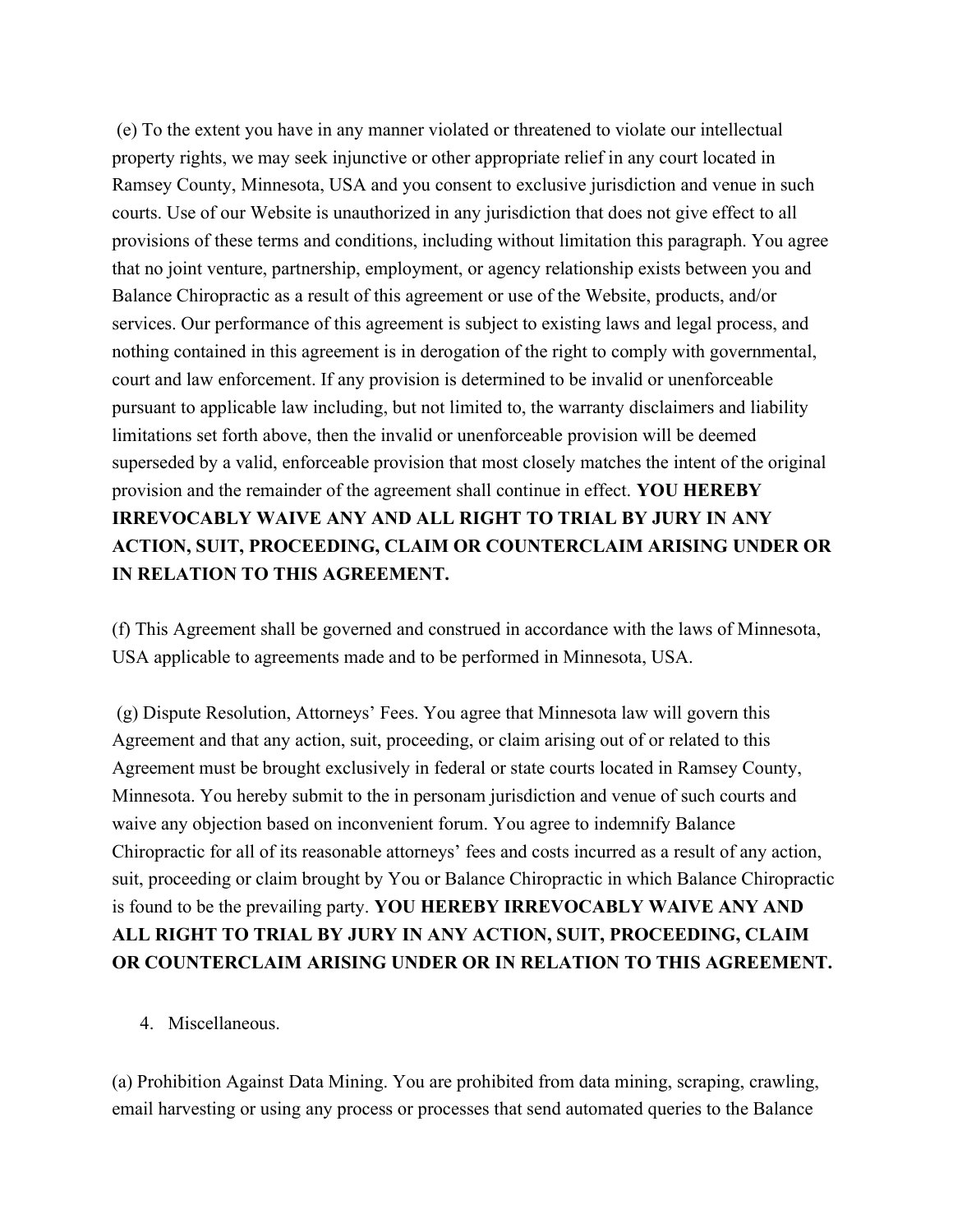(e) To the extent you have in any manner violated or threatened to violate our intellectual property rights, we may seek injunctive or other appropriate relief in any court located in Ramsey County, Minnesota, USA and you consent to exclusive jurisdiction and venue in such courts. Use of our Website is unauthorized in any jurisdiction that does not give effect to all provisions of these terms and conditions, including without limitation this paragraph. You agree that no joint venture, partnership, employment, or agency relationship exists between you and Balance Chiropractic as a result of this agreement or use of the Website, products, and/or services. Our performance of this agreement is subject to existing laws and legal process, and nothing contained in this agreement is in derogation of the right to comply with governmental, court and law enforcement. If any provision is determined to be invalid or unenforceable pursuant to applicable law including, but not limited to, the warranty disclaimers and liability limitations set forth above, then the invalid or unenforceable provision will be deemed superseded by a valid, enforceable provision that most closely matches the intent of the original provision and the remainder of the agreement shall continue in effect. **YOU HEREBY IRREVOCABLY WAIVE ANY AND ALL RIGHT TO TRIAL BY JURY IN ANY ACTION, SUIT, PROCEEDING, CLAIM OR COUNTERCLAIM ARISING UNDER OR IN RELATION TO THIS AGREEMENT.**

(f) This Agreement shall be governed and construed in accordance with the laws of Minnesota, USA applicable to agreements made and to be performed in Minnesota, USA.

(g) Dispute Resolution, Attorneys' Fees. You agree that Minnesota law will govern this Agreement and that any action, suit, proceeding, or claim arising out of or related to this Agreement must be brought exclusively in federal or state courts located in Ramsey County, Minnesota. You hereby submit to the in personam jurisdiction and venue of such courts and waive any objection based on inconvenient forum. You agree to indemnify Balance Chiropractic for all of its reasonable attorneys' fees and costs incurred as a result of any action, suit, proceeding or claim brought by You or Balance Chiropractic in which Balance Chiropractic is found to be the prevailing party. **YOU HEREBY IRREVOCABLY WAIVE ANY AND ALL RIGHT TO TRIAL BY JURY IN ANY ACTION, SUIT, PROCEEDING, CLAIM OR COUNTERCLAIM ARISING UNDER OR IN RELATION TO THIS AGREEMENT.**

4. Miscellaneous.

(a) Prohibition Against Data Mining. You are prohibited from data mining, scraping, crawling, email harvesting or using any process or processes that send automated queries to the Balance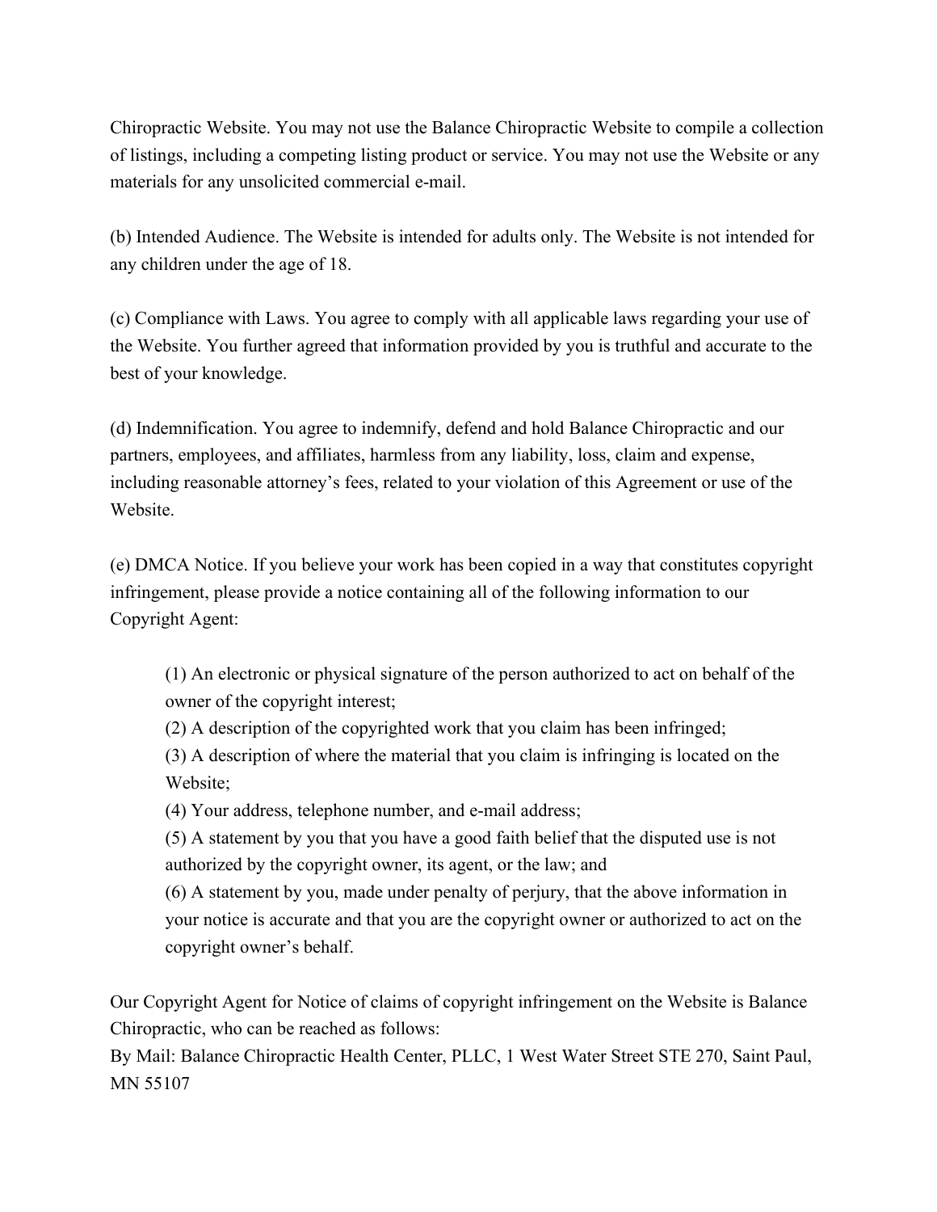Chiropractic Website. You may not use the Balance Chiropractic Website to compile a collection of listings, including a competing listing product or service. You may not use the Website or any materials for any unsolicited commercial e-mail.

(b) Intended Audience. The Website is intended for adults only. The Website is not intended for any children under the age of 18.

(c) Compliance with Laws. You agree to comply with all applicable laws regarding your use of the Website. You further agreed that information provided by you is truthful and accurate to the best of your knowledge.

(d) Indemnification. You agree to indemnify, defend and hold Balance Chiropractic and our partners, employees, and affiliates, harmless from any liability, loss, claim and expense, including reasonable attorney's fees, related to your violation of this Agreement or use of the Website.

(e) DMCA Notice. If you believe your work has been copied in a way that constitutes copyright infringement, please provide a notice containing all of the following information to our Copyright Agent:

> (1) An electronic or physical signature of the person authorized to act on behalf of the owner of the copyright interest;
> (2) A description of the copyrighted work that you claim has been infringed;
> (3) A description of where the material that you claim is infringing is located on the Website;
> (4) Your address, telephone number, and e-mail address;
> (5) A statement by you that you have a good faith belief that the disputed use is not authorized by the copyright owner, its agent, or the law; and
> (6) A statement by you, made under penalty of perjury, that the above information in your notice is accurate and that you are the copyright owner or authorized to act on the copyright owner's behalf.

Our Copyright Agent for Notice of claims of copyright infringement on the Website is Balance Chiropractic, who can be reached as follows:
By Mail: Balance Chiropractic Health Center, PLLC, 1 West Water Street STE 270, Saint Paul, MN 55107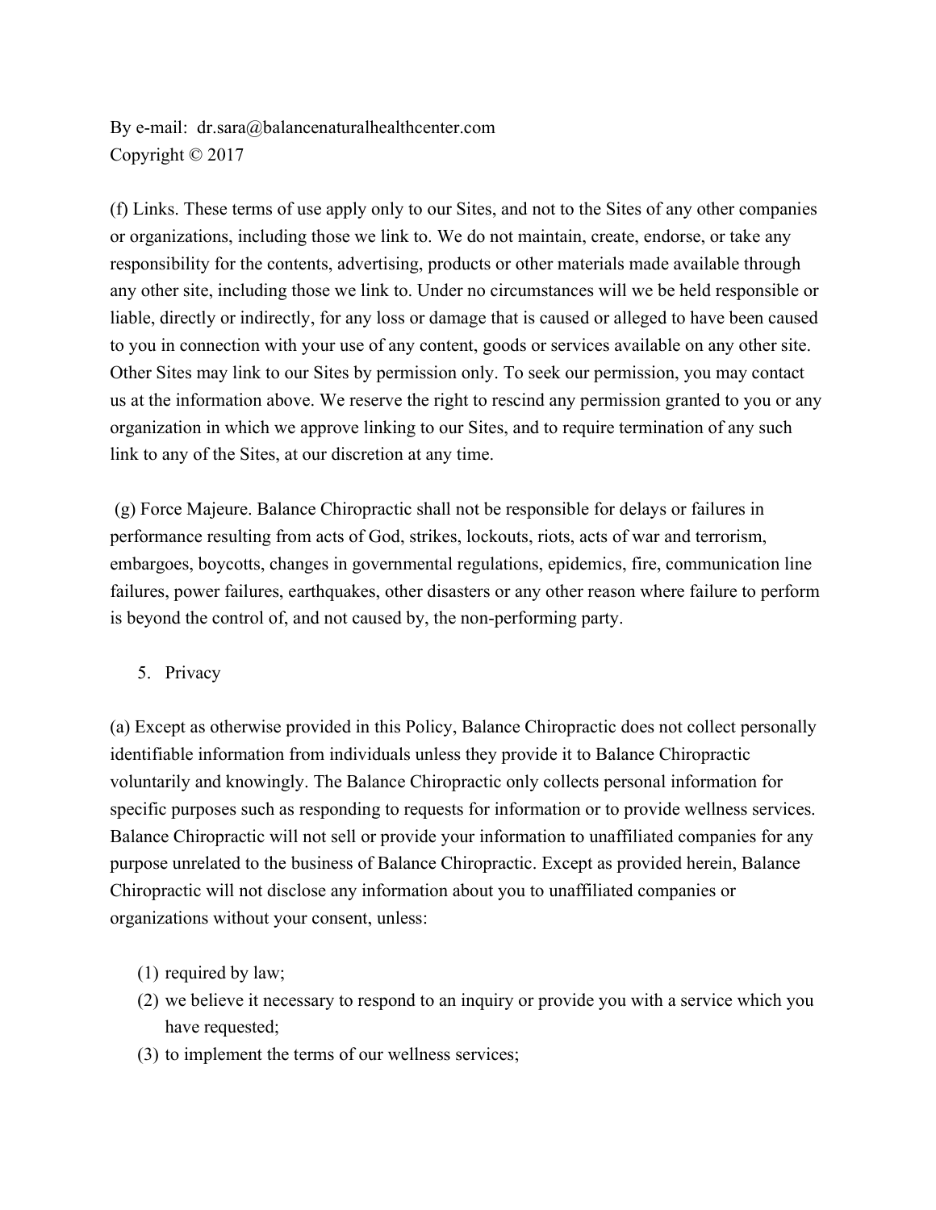By e-mail: dr.sara@balancenaturalhealthcenter.com
Copyright © 2017

(f) Links. These terms of use apply only to our Sites, and not to the Sites of any other companies or organizations, including those we link to. We do not maintain, create, endorse, or take any responsibility for the contents, advertising, products or other materials made available through any other site, including those we link to. Under no circumstances will we be held responsible or liable, directly or indirectly, for any loss or damage that is caused or alleged to have been caused to you in connection with your use of any content, goods or services available on any other site. Other Sites may link to our Sites by permission only. To seek our permission, you may contact us at the information above. We reserve the right to rescind any permission granted to you or any organization in which we approve linking to our Sites, and to require termination of any such link to any of the Sites, at our discretion at any time.

(g) Force Majeure. Balance Chiropractic shall not be responsible for delays or failures in performance resulting from acts of God, strikes, lockouts, riots, acts of war and terrorism, embargoes, boycotts, changes in governmental regulations, epidemics, fire, communication line failures, power failures, earthquakes, other disasters or any other reason where failure to perform is beyond the control of, and not caused by, the non-performing party.

5. Privacy

(a) Except as otherwise provided in this Policy, Balance Chiropractic does not collect personally identifiable information from individuals unless they provide it to Balance Chiropractic voluntarily and knowingly. The Balance Chiropractic only collects personal information for specific purposes such as responding to requests for information or to provide wellness services. Balance Chiropractic will not sell or provide your information to unaffiliated companies for any purpose unrelated to the business of Balance Chiropractic. Except as provided herein, Balance Chiropractic will not disclose any information about you to unaffiliated companies or organizations without your consent, unless:

(1) required by law;
(2) we believe it necessary to respond to an inquiry or provide you with a service which you have requested;
(3) to implement the terms of our wellness services;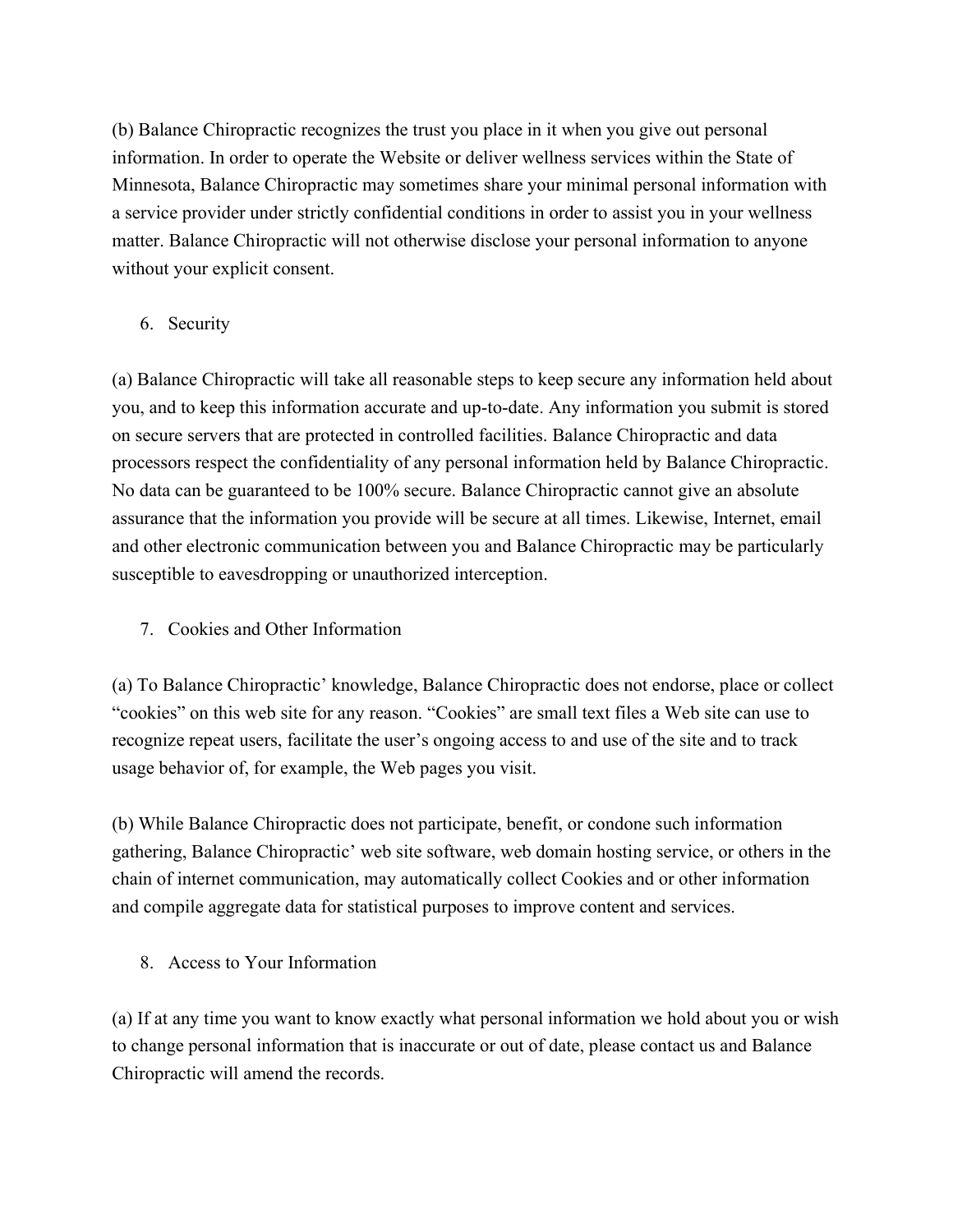(b) Balance Chiropractic recognizes the trust you place in it when you give out personal information. In order to operate the Website or deliver wellness services within the State of Minnesota, Balance Chiropractic may sometimes share your minimal personal information with a service provider under strictly confidential conditions in order to assist you in your wellness matter. Balance Chiropractic will not otherwise disclose your personal information to anyone without your explicit consent.

6. Security

(a) Balance Chiropractic will take all reasonable steps to keep secure any information held about you, and to keep this information accurate and up-to-date. Any information you submit is stored on secure servers that are protected in controlled facilities. Balance Chiropractic and data processors respect the confidentiality of any personal information held by Balance Chiropractic. No data can be guaranteed to be 100% secure. Balance Chiropractic cannot give an absolute assurance that the information you provide will be secure at all times. Likewise, Internet, email and other electronic communication between you and Balance Chiropractic may be particularly susceptible to eavesdropping or unauthorized interception.

7. Cookies and Other Information

(a) To Balance Chiropractic' knowledge, Balance Chiropractic does not endorse, place or collect "cookies" on this web site for any reason. "Cookies" are small text files a Web site can use to recognize repeat users, facilitate the user's ongoing access to and use of the site and to track usage behavior of, for example, the Web pages you visit.

(b) While Balance Chiropractic does not participate, benefit, or condone such information gathering, Balance Chiropractic' web site software, web domain hosting service, or others in the chain of internet communication, may automatically collect Cookies and or other information and compile aggregate data for statistical purposes to improve content and services.

8. Access to Your Information

(a) If at any time you want to know exactly what personal information we hold about you or wish to change personal information that is inaccurate or out of date, please contact us and Balance Chiropractic will amend the records.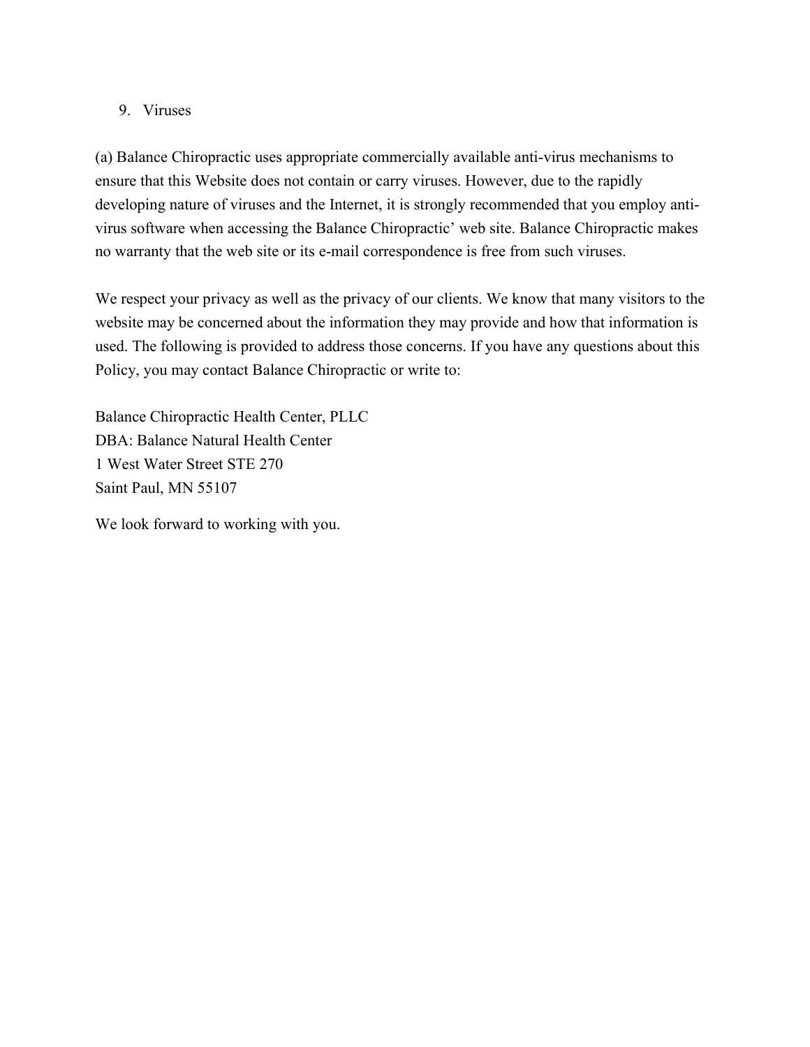9. Viruses

(a) Balance Chiropractic uses appropriate commercially available anti-virus mechanisms to ensure that this Website does not contain or carry viruses. However, due to the rapidly developing nature of viruses and the Internet, it is strongly recommended that you employ anti-virus software when accessing the Balance Chiropractic' web site. Balance Chiropractic makes no warranty that the web site or its e-mail correspondence is free from such viruses.

We respect your privacy as well as the privacy of our clients. We know that many visitors to the website may be concerned about the information they may provide and how that information is used. The following is provided to address those concerns. If you have any questions about this Policy, you may contact Balance Chiropractic or write to:

Balance Chiropractic Health Center, PLLC
DBA: Balance Natural Health Center
1 West Water Street STE 270
Saint Paul, MN 55107

We look forward to working with you.